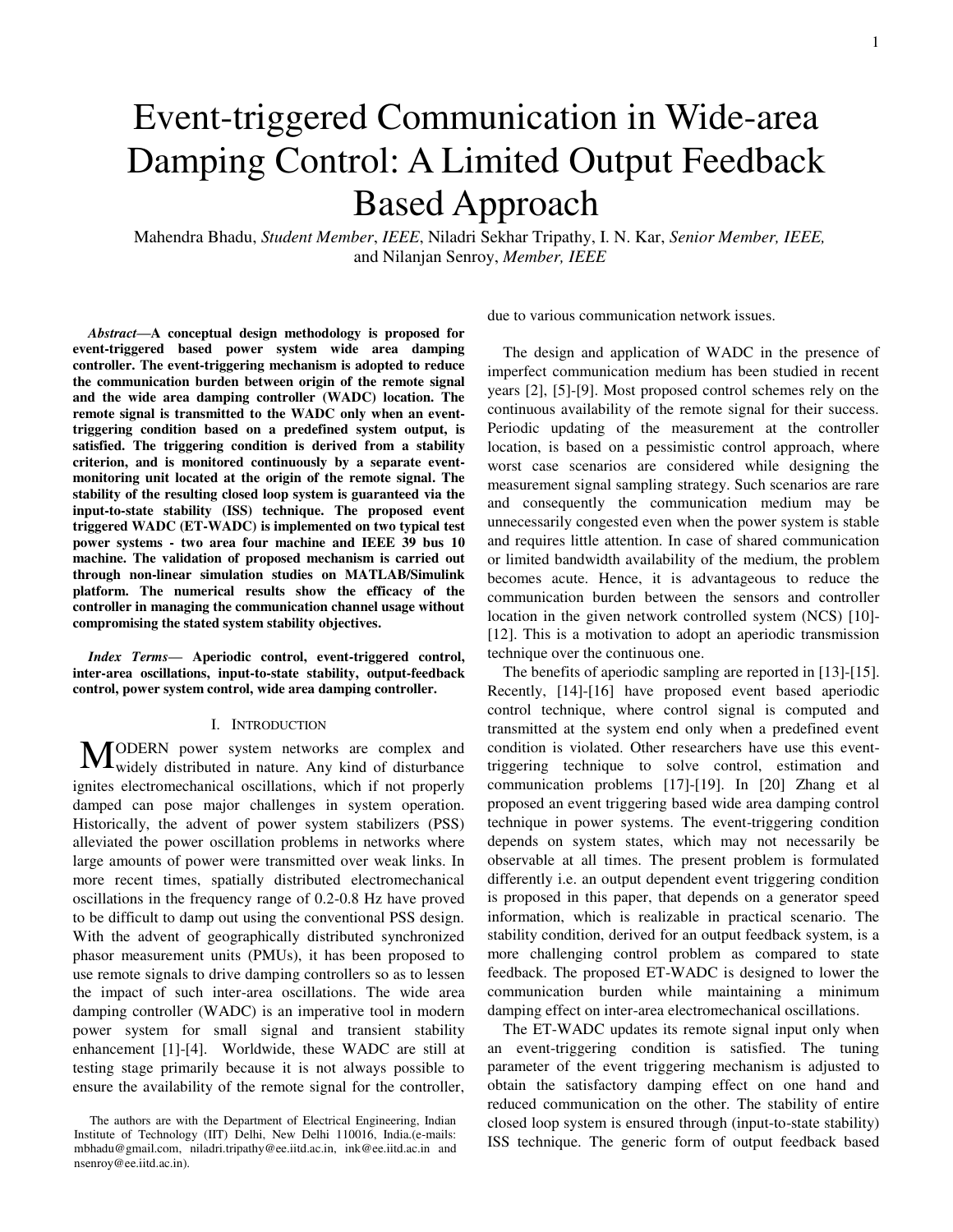# Event-triggered Communication in Wide-area Damping Control: A Limited Output Feedback Based Approach

Mahendra Bhadu, *Student Member*, *IEEE*, Niladri Sekhar Tripathy, I. N. Kar, *Senior Member, IEEE,* and Nilanjan Senroy, *Member, IEEE*

***Abstract*—A conceptual design methodology is proposed for event-triggered based power system wide area damping controller. The event-triggering mechanism is adopted to reduce the communication burden between origin of the remote signal and the wide area damping controller (WADC) location. The remote signal is transmitted to the WADC only when an event-triggering condition based on a predefined system output, is satisfied. The triggering condition is derived from a stability criterion, and is monitored continuously by a separate event-monitoring unit located at the origin of the remote signal. The stability of the resulting closed loop system is guaranteed via the input-to-state stability (ISS) technique. The proposed event triggered WADC (ET-WADC) is implemented on two typical test power systems - two area four machine and IEEE 39 bus 10 machine. The validation of proposed mechanism is carried out through non-linear simulation studies on MATLAB/Simulink platform. The numerical results show the efficacy of the controller in managing the communication channel usage without compromising the stated system stability objectives.**

***Index Terms*— Aperiodic control, event-triggered control, inter-area oscillations, input-to-state stability, output-feedback control, power system control, wide area damping controller.**

## I. Introduction

MODERN power system networks are complex and widely distributed in nature. Any kind of disturbance ignites electromechanical oscillations, which if not properly damped can pose major challenges in system operation. Historically, the advent of power system stabilizers (PSS) alleviated the power oscillation problems in networks where large amounts of power were transmitted over weak links. In more recent times, spatially distributed electromechanical oscillations in the frequency range of 0.2-0.8 Hz have proved to be difficult to damp out using the conventional PSS design. With the advent of geographically distributed synchronized phasor measurement units (PMUs), it has been proposed to use remote signals to drive damping controllers so as to lessen the impact of such inter-area oscillations. The wide area damping controller (WADC) is an imperative tool in modern power system for small signal and transient stability enhancement [1]-[4]. Worldwide, these WADC are still at testing stage primarily because it is not always possible to ensure the availability of the remote signal for the controller, due to various communication network issues.

The authors are with the Department of Electrical Engineering, Indian Institute of Technology (IIT) Delhi, New Delhi 110016, India.(e-mails: mbhadu@gmail.com, niladri.tripathy@ee.iitd.ac.in, ink@ee.iitd.ac.in and nsenroy@ee.iitd.ac.in).

The design and application of WADC in the presence of imperfect communication medium has been studied in recent years [2], [5]-[9]. Most proposed control schemes rely on the continuous availability of the remote signal for their success. Periodic updating of the measurement at the controller location, is based on a pessimistic control approach, where worst case scenarios are considered while designing the measurement signal sampling strategy. Such scenarios are rare and consequently the communication medium may be unnecessarily congested even when the power system is stable and requires little attention. In case of shared communication or limited bandwidth availability of the medium, the problem becomes acute. Hence, it is advantageous to reduce the communication burden between the sensors and controller location in the given network controlled system (NCS) [10]-[12]. This is a motivation to adopt an aperiodic transmission technique over the continuous one.

The benefits of aperiodic sampling are reported in [13]-[15]. Recently, [14]-[16] have proposed event based aperiodic control technique, where control signal is computed and transmitted at the system end only when a predefined event condition is violated. Other researchers have use this event-triggering technique to solve control, estimation and communication problems [17]-[19]. In [20] Zhang et al proposed an event triggering based wide area damping control technique in power systems. The event-triggering condition depends on system states, which may not necessarily be observable at all times. The present problem is formulated differently i.e. an output dependent event triggering condition is proposed in this paper, that depends on a generator speed information, which is realizable in practical scenario. The stability condition, derived for an output feedback system, is a more challenging control problem as compared to state feedback. The proposed ET-WADC is designed to lower the communication burden while maintaining a minimum damping effect on inter-area electromechanical oscillations.

The ET-WADC updates its remote signal input only when an event-triggering condition is satisfied. The tuning parameter of the event triggering mechanism is adjusted to obtain the satisfactory damping effect on one hand and reduced communication on the other. The stability of entire closed loop system is ensured through (input-to-state stability) ISS technique. The generic form of output feedback based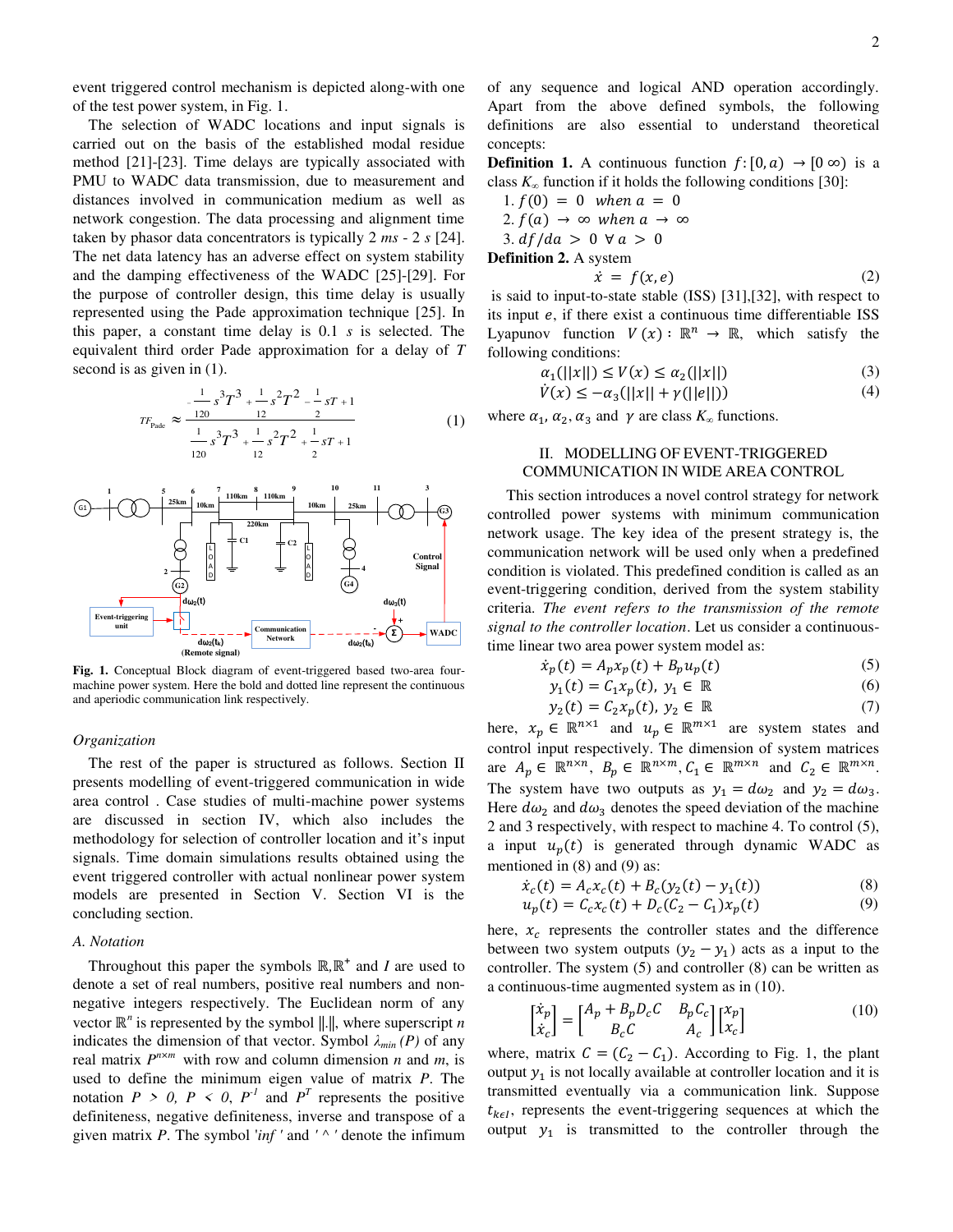event triggered control mechanism is depicted along-with one of the test power system, in Fig. 1.

The selection of WADC locations and input signals is carried out on the basis of the established modal residue method [21]-[23]. Time delays are typically associated with PMU to WADC data transmission, due to measurement and distances involved in communication medium as well as network congestion. The data processing and alignment time taken by phasor data concentrators is typically 2 *ms* - 2 *s* [24]. The net data latency has an adverse effect on system stability and the damping effectiveness of the WADC [25]-[29]. For the purpose of controller design, this time delay is usually represented using the Pade approximation technique [25]. In this paper, a constant time delay is 0.1 *s* is selected. The equivalent third order Pade approximation for a delay of *T* second is as given in (1).

$$TF_{\text{Pade}} \approx \frac{-\frac{1}{120}s^3T^3 + \frac{1}{12}s^2T^2 - \frac{1}{2}sT + 1}{\frac{1}{120}s^3T^3 + \frac{1}{12}s^2T^2 + \frac{1}{2}sT + 1} \tag{1}$$

**Fig. 1.** Conceptual Block diagram of event-triggered based two-area four-machine power system. Here the bold and dotted line represent the continuous and aperiodic communication link respectively.

*Organization*

The rest of the paper is structured as follows. Section II presents modelling of event-triggered communication in wide area control . Case studies of multi-machine power systems are discussed in section IV, which also includes the methodology for selection of controller location and it's input signals. Time domain simulations results obtained using the event triggered controller with actual nonlinear power system models are presented in Section V. Section VI is the concluding section.

*A. Notation*

Throughout this paper the symbols $\mathbb{R}, \mathbb{R}^+$ and $I$ are used to denote a set of real numbers, positive real numbers and non-negative integers respectively. The Euclidean norm of any vector $\mathbb{R}^n$ is represented by the symbol $\|.\|$, where superscript $n$ indicates the dimension of that vector. Symbol $\lambda_{min}(P)$ of any real matrix $P^{n\times m}$ with row and column dimension $n$ and $m$, is used to define the minimum eigen value of matrix $P$. The notation $P > 0$, $P < 0$, $P^{-1}$ and $P^T$ represents the positive definiteness, negative definiteness, inverse and transpose of a given matrix $P$. The symbol '*inf*' and ' ^ ' denote the infimum of any sequence and logical AND operation accordingly. Apart from the above defined symbols, the following definitions are also essential to understand theoretical concepts:

**Definition 1.** A continuous function $f: [0, a) \to [0\ \infty)$ is a class $K_\infty$ function if it holds the following conditions [30]:

1. $f(0) = 0 \;\; when \; a = 0$
2. $f(a) \to \infty \;\; when \; a \to \infty$
3. $df/da > 0 \;\; \forall \; a > 0$

**Definition 2.** A system

$$\dot{x} = f(x, e) \tag{2}$$

is said to input-to-state stable (ISS) [31],[32], with respect to its input $e$, if there exist a continuous time differentiable ISS Lyapunov function $V(x): \mathbb{R}^n \to \mathbb{R}$, which satisfy the following conditions:

$$\alpha_1(\|x\|) \le V(x) \le \alpha_2(\|x\|) \tag{3}$$

$$\dot{V}(x) \le -\alpha_3(\|x\| + \gamma(\|e\|)) \tag{4}$$

where $\alpha_1, \alpha_2, \alpha_3$ and $\gamma$ are class $K_\infty$ functions.

## II. Modelling of Event-Triggered Communication in Wide Area Control

This section introduces a novel control strategy for network controlled power systems with minimum communication network usage. The key idea of the present strategy is, the communication network will be used only when a predefined condition is violated. This predefined condition is called as an event-triggering condition, derived from the system stability criteria. *The event refers to the transmission of the remote signal to the controller location*. Let us consider a continuous-time linear two area power system model as:

$$\dot{x}_p(t) = A_p x_p(t) + B_p u_p(t) \tag{5}$$

$$y_1(t) = C_1 x_p(t),\; y_1 \in \mathbb{R} \tag{6}$$

$$y_2(t) = C_2 x_p(t),\; y_2 \in \mathbb{R} \tag{7}$$

here, $x_p \in \mathbb{R}^{n\times 1}$ and $u_p \in \mathbb{R}^{m\times 1}$ are system states and control input respectively. The dimension of system matrices are $A_p \in \mathbb{R}^{n\times n}$, $B_p \in \mathbb{R}^{n\times m}$, $C_1 \in \mathbb{R}^{m\times n}$ and $C_2 \in \mathbb{R}^{m\times n}$. The system have two outputs as $y_1 = d\omega_2$ and $y_2 = d\omega_3$. Here $d\omega_2$ and $d\omega_3$ denotes the speed deviation of the machine 2 and 3 respectively, with respect to machine 4. To control (5), a input $u_p(t)$ is generated through dynamic WADC as mentioned in (8) and (9) as:

$$\dot{x}_c(t) = A_c x_c(t) + B_c(y_2(t) - y_1(t)) \tag{8}$$

$$u_p(t) = C_c x_c(t) + D_c(C_2 - C_1)x_p(t) \tag{9}$$

here, $x_c$ represents the controller states and the difference between two system outputs $(y_2 - y_1)$ acts as a input to the controller. The system (5) and controller (8) can be written as a continuous-time augmented system as in (10).

$$\begin{bmatrix} \dot{x}_p \\ \dot{x}_c \end{bmatrix} = \begin{bmatrix} A_p + B_p D_c C & B_p C_c \\ B_c C & A_c \end{bmatrix} \begin{bmatrix} x_p \\ x_c \end{bmatrix} \tag{10}$$

where, matrix $C = (C_2 - C_1)$. According to Fig. 1, the plant output $y_1$ is not locally available at controller location and it is transmitted eventually via a communication link. Suppose $t_{k\epsilon I}$, represents the event-triggering sequences at which the output $y_1$ is transmitted to the controller through the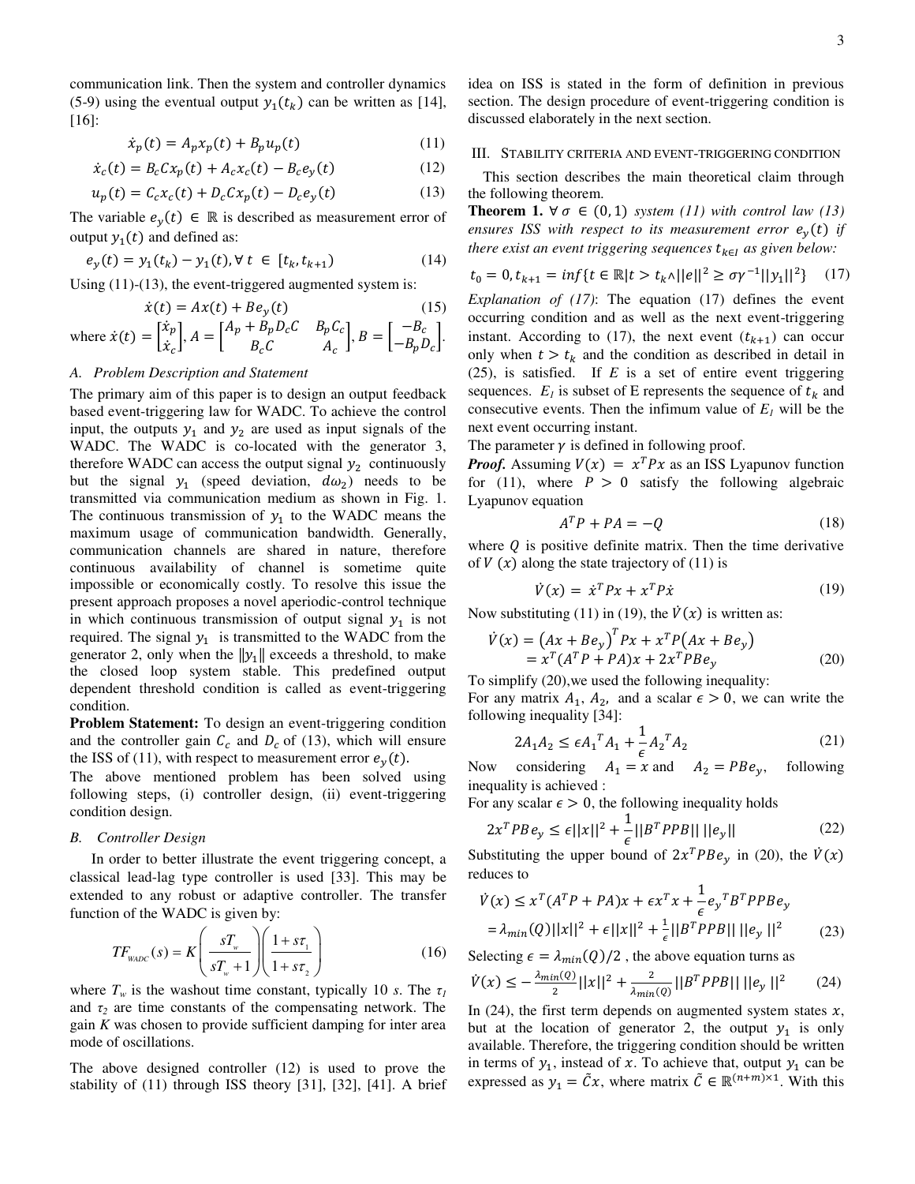communication link. Then the system and controller dynamics (5-9) using the eventual output $y_1(t_k)$ can be written as [14], [16]:

$$\dot{x}_p(t) = A_p x_p(t) + B_p u_p(t) \tag{11}$$

$$\dot{x}_c(t) = B_c C x_p(t) + A_c x_c(t) - B_c e_y(t) \tag{12}$$

$$u_p(t) = C_c x_c(t) + D_c C x_p(t) - D_c e_y(t) \tag{13}$$

The variable $e_y(t) \in \mathbb{R}$ is described as measurement error of output $y_1(t)$ and defined as:

$$e_y(t) = y_1(t_k) - y_1(t), \forall\ t \in [t_k, t_{k+1}) \tag{14}$$

Using (11)-(13), the event-triggered augmented system is:

$$\dot{x}(t) = Ax(t) + Be_y(t) \tag{15}$$

where $\dot{x}(t) = \begin{bmatrix} \dot{x}_p \\ \dot{x}_c \end{bmatrix}, A = \begin{bmatrix} A_p + B_p D_c C & B_p C_c \\ B_c C & A_c \end{bmatrix}, B = \begin{bmatrix} -B_c \\ -B_p D_c \end{bmatrix}$.

### A. Problem Description and Statement

The primary aim of this paper is to design an output feedback based event-triggering law for WADC. To achieve the control input, the outputs $y_1$ and $y_2$ are used as input signals of the WADC. The WADC is co-located with the generator 3, therefore WADC can access the output signal $y_2$ continuously but the signal $y_1$ (speed deviation, $d\omega_2$) needs to be transmitted via communication medium as shown in Fig. 1. The continuous transmission of $y_1$ to the WADC means the maximum usage of communication bandwidth. Generally, communication channels are shared in nature, therefore continuous availability of channel is sometime quite impossible or economically costly. To resolve this issue the present approach proposes a novel aperiodic-control technique in which continuous transmission of output signal $y_1$ is not required. The signal $y_1$ is transmitted to the WADC from the generator 2, only when the $\|y_1\|$ exceeds a threshold, to make the closed loop system stable. This predefined output dependent threshold condition is called as event-triggering condition.

**Problem Statement:** To design an event-triggering condition and the controller gain $C_c$ and $D_c$ of (13), which will ensure the ISS of (11), with respect to measurement error $e_y(t)$.

The above mentioned problem has been solved using following steps, (i) controller design, (ii) event-triggering condition design.

### B. Controller Design

In order to better illustrate the event triggering concept, a classical lead-lag type controller is used [33]. This may be extended to any robust or adaptive controller. The transfer function of the WADC is given by:

$$TF_{WADC}(s) = K\left(\frac{sT_w}{sT_w + 1}\right)\left(\frac{1 + s\tau_1}{1 + s\tau_2}\right) \tag{16}$$

where $T_w$ is the washout time constant, typically 10 *s*. The $\tau_1$ and $\tau_2$ are time constants of the compensating network. The gain $K$ was chosen to provide sufficient damping for inter area mode of oscillations.

The above designed controller (12) is used to prove the stability of (11) through ISS theory [31], [32], [41]. A brief idea on ISS is stated in the form of definition in previous section. The design procedure of event-triggering condition is discussed elaborately in the next section.

## III. Stability Criteria and Event-Triggering Condition

This section describes the main theoretical claim through the following theorem.

**Theorem 1.** *$\forall\, \sigma \in (0,1)$ system (11) with control law (13) ensures ISS with respect to its measurement error $e_y(t)$ if there exist an event triggering sequences $t_{k\in I}$ as given below:*

$$t_0 = 0, t_{k+1} = \inf\{t \in \mathbb{R} | t > t_k \wedge ||e||^2 \geq \sigma\gamma^{-1}||y_1||^2\} \tag{17}$$

*Explanation of (17)*: The equation (17) defines the event occurring condition and as well as the next event-triggering instant. According to (17), the next event $(t_{k+1})$ can occur only when $t > t_k$ and the condition as described in detail in (25), is satisfied. If *E* is a set of entire event triggering sequences. $E_I$ is subset of E represents the sequence of $t_k$ and consecutive events. Then the infimum value of $E_I$ will be the next event occurring instant.

The parameter $\gamma$ is defined in following proof.

***Proof.*** Assuming $V(x) = x^T P x$ as an ISS Lyapunov function for (11), where $P > 0$ satisfy the following algebraic Lyapunov equation

$$A^T P + PA = -Q \tag{18}$$

where $Q$ is positive definite matrix. Then the time derivative of $V(x)$ along the state trajectory of (11) is

$$\dot{V}(x) = \dot{x}^T P x + x^T P \dot{x} \tag{19}$$

Now substituting (11) in (19), the $\dot{V}(x)$ is written as:

$$\begin{aligned} \dot{V}(x) &= \left(Ax + Be_y\right)^T Px + x^T P\left(Ax + Be_y\right) \\ &= x^T(A^T P + PA)x + 2x^T PBe_y \end{aligned} \tag{20}$$

To simplify (20),we used the following inequality:

For any matrix $A_1$, $A_2$, and a scalar $\epsilon > 0$, we can write the following inequality [34]:

$$2A_1 A_2 \leq \epsilon A_1{}^T A_1 + \frac{1}{\epsilon} A_2{}^T A_2 \tag{21}$$

Now considering $A_1 = x$ and $A_2 = PBe_y$, following inequality is achieved :

For any scalar $\epsilon > 0$, the following inequality holds

$$2x^T PBe_y \leq \epsilon||x||^2 + \frac{1}{\epsilon}||B^T PPB||\ ||e_y|| \tag{22}$$

Substituting the upper bound of $2x^T PBe_y$ in (20), the $\dot{V}(x)$ reduces to

$$\begin{aligned} \dot{V}(x) &\leq x^T(A^T P + PA)x + \epsilon x^T x + \frac{1}{\epsilon} e_y{}^T B^T PPBe_y \\ &= \lambda_{min}(Q)||x||^2 + \epsilon||x||^2 + \tfrac{1}{\epsilon}||B^T PPB||\ ||e_y||^2 \end{aligned} \tag{23}$$

Selecting $\epsilon = \lambda_{min}(Q)/2$ , the above equation turns as

$$\dot{V}(x) \leq -\tfrac{\lambda_{min}(Q)}{2}||x||^2 + \tfrac{2}{\lambda_{min}(Q)}||B^T PPB||\ ||e_y\ ||^2 \tag{24}$$

In (24), the first term depends on augmented system states $x$, but at the location of generator 2, the output $y_1$ is only available. Therefore, the triggering condition should be written in terms of $y_1$, instead of $x$. To achieve that, output $y_1$ can be expressed as $y_1 = \tilde{C}x$, where matrix $\tilde{C} \in \mathbb{R}^{(n+m)\times 1}$. With this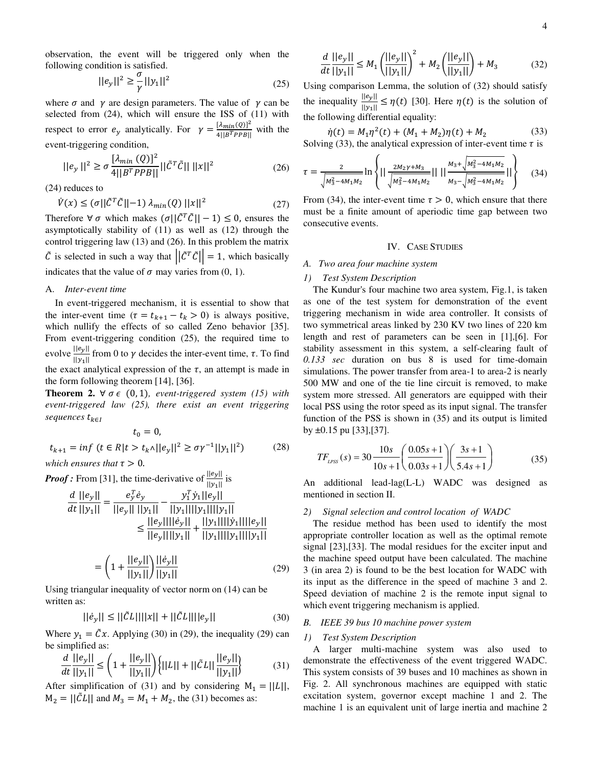observation, the event will be triggered only when the following condition is satisfied.

$$||e_y||^2 \geq \frac{\sigma}{\gamma}||y_1||^2 \tag{25}$$

where $\sigma$ and $\gamma$ are design parameters. The value of $\gamma$ can be selected from (24), which will ensure the ISS of (11) with respect to error $e_y$ analytically. For $\gamma = \frac{[\lambda_{min}(Q)]^2}{4||B^T PPB||}$ with the event-triggering condition,

$$||e_y||^2 \geq \sigma \frac{[\lambda_{min}(Q)]^2}{4||B^T PPB||}||\tilde{C}^T\tilde{C}||\,||x||^2 \tag{26}$$

(24) reduces to

$$\dot{V}(x) \leq (\sigma||\tilde{C}^T\tilde{C}||-1)\,\lambda_{min}(Q)\,||x||^2 \tag{27}$$

Therefore $\forall\,\sigma$ which makes $(\sigma||\tilde{C}^T\tilde{C}||-1) \leq 0$, ensures the asymptotically stability of (11) as well as (12) through the control triggering law (13) and (26). In this problem the matrix $\tilde{C}$ is selected in such a way that $\left\|\tilde{C}^T\tilde{C}\right\| = 1$, which basically indicates that the value of $\sigma$ may varies from (0, 1).

### A. *Inter-event time*

In event-triggered mechanism, it is essential to show that the inter-event time ($\tau = t_{k+1} - t_k > 0$) is always positive, which nullify the effects of so called Zeno behavior [35]. From event-triggering condition (25), the required time to evolve $\frac{||e_y||}{||y_1||}$ from 0 to $\gamma$ decides the inter-event time, $\tau$. To find the exact analytical expression of the $\tau$, an attempt is made in the form following theorem [14], [36].

**Theorem 2.** *$\forall\,\sigma\,\epsilon\,(0,1)$, event-triggered system (15) with event-triggered law (25), there exist an event triggering sequences $t_{k\epsilon I}$*

$$t_0 = 0,$$

$$t_{k+1} = inf\,(t \in R|t > t_k \wedge ||e_y||^2 \geq \sigma\gamma^{-1}||y_1||^2) \tag{28}$$

*which ensures that $\tau > 0$.*

***Proof :*** From [31], the time-derivative of $\frac{||e_y||}{||y_1||}$ is

$$\frac{d}{dt}\frac{||e_y||}{||y_1||} = \frac{e_y^T\dot{e}_y}{||e_y||\,||y_1||} - \frac{y_1^T\dot{y}_1||e_y||}{||y_1||||y_1||||y_1||}$$
$$\leq \frac{||e_y||||\dot{e}_y||}{||e_y||||y_1||} + \frac{||y_1||||\dot{y}_1||||e_y||}{||y_1||||y_1||||y_1||}$$

$$= \left(1 + \frac{||e_y||}{||y_1||}\right)\frac{||\dot{e}_y||}{||y_1||} \tag{29}$$

Using triangular inequality of vector norm on (14) can be written as:

$$||\dot{e}_y|| \leq ||\tilde{C}L||||x|| + ||\tilde{C}L||||e_y|| \tag{30}$$

Where $y_1 = \tilde{C}x$. Applying (30) in (29), the inequality (29) can be simplified as:

$$\frac{d}{dt}\frac{||e_y||}{||y_1||} \leq \left(1 + \frac{||e_y||}{||y_1||}\right)\left\{||L|| + ||\tilde{C}L||\frac{||e_y||}{||y_1||}\right\} \tag{31}$$

After simplification of (31) and by considering $M_1 = ||L||$, $M_2 = ||\tilde{C}L||$ and $M_3 = M_1 + M_2$, the (31) becomes as:

$$\frac{d}{dt}\frac{||e_y||}{||y_1||} \leq M_1\left(\frac{||e_y||}{||y_1||}\right)^2 + M_2\left(\frac{||e_y||}{||y_1||}\right) + M_3 \tag{32}$$

Using comparison Lemma, the solution of (32) should satisfy the inequality $\frac{||e_y||}{||y_1||} \leq \eta(t)$ [30]. Here $\eta(t)$ is the solution of the following differential equality:

$$\dot{\eta}(t) = M_1\eta^2(t) + (M_1 + M_2)\eta(t) + M_2 \tag{33}$$

Solving (33), the analytical expression of inter-event time $\tau$ is

$$\tau = \frac{2}{\sqrt{M_3^2 - 4M_1M_2}}\ln\left\{\left|\left|\frac{2M_2\gamma + M_3}{\sqrt{M_3^2 - 4M_1M_2}}\right|\right|\,\left|\left|\frac{M_3 + \sqrt{M_3^2 - 4M_1M_2}}{M_3 - \sqrt{M_3^2 - 4M_1M_2}}\right|\right|\right\} \tag{34}$$

From (34), the inter-event time $\tau > 0$, which ensure that there must be a finite amount of aperiodic time gap between two consecutive events.

## IV. Case Studies

### A. *Two area four machine system*

#### 1) *Test System Description*

The Kundur's four machine two area system, Fig.1, is taken as one of the test system for demonstration of the event triggering mechanism in wide area controller. It consists of two symmetrical areas linked by 230 KV two lines of 220 km length and rest of parameters can be seen in [1],[6]. For stability assessment in this system, a self-clearing fault of *0.133 sec* duration on bus 8 is used for time-domain simulations. The power transfer from area-1 to area-2 is nearly 500 MW and one of the tie line circuit is removed, to make system more stressed. All generators are equipped with their local PSS using the rotor speed as its input signal. The transfer function of the PSS is shown in (35) and its output is limited by ±0.15 pu [33],[37].

$$TF_{LPSS}(s) = 30\frac{10s}{10s+1}\left(\frac{0.05s+1}{0.03s+1}\right)\left(\frac{3s+1}{5.4s+1}\right) \tag{35}$$

An additional lead-lag(L-L) WADC was designed as mentioned in section II.

#### 2) *Signal selection and control location of WADC*

The residue method has been used to identify the most appropriate controller location as well as the optimal remote signal [23],[33]. The modal residues for the exciter input and the machine speed output have been calculated. The machine 3 (in area 2) is found to be the best location for WADC with its input as the difference in the speed of machine 3 and 2. Speed deviation of machine 2 is the remote input signal to which event triggering mechanism is applied.

### B. *IEEE 39 bus 10 machine power system*

#### 1) *Test System Description*

A larger multi-machine system was also used to demonstrate the effectiveness of the event triggered WADC. This system consists of 39 buses and 10 machines as shown in Fig. 2. All synchronous machines are equipped with static excitation system, governor except machine 1 and 2. The machine 1 is an equivalent unit of large inertia and machine 2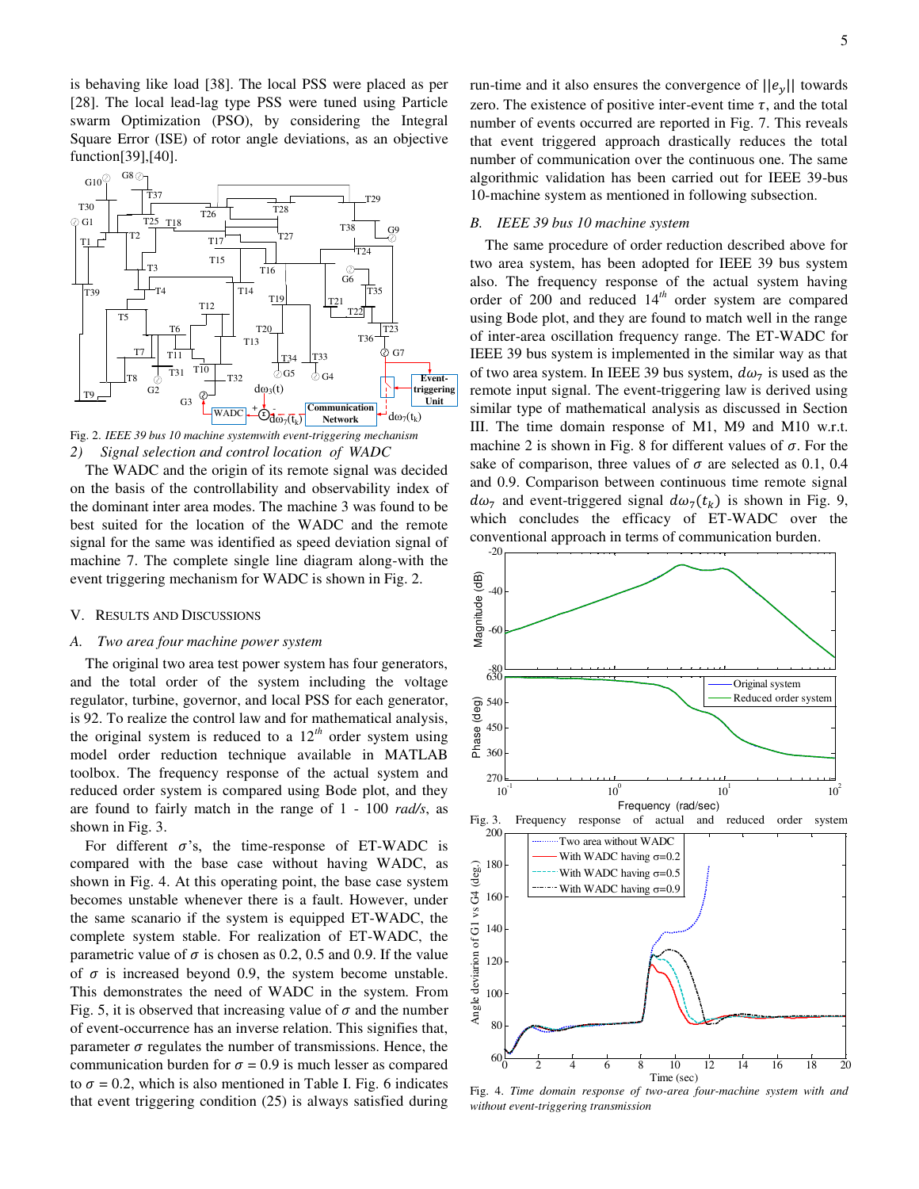is behaving like load [38]. The local PSS were placed as per [28]. The local lead-lag type PSS were tuned using Particle swarm Optimization (PSO), by considering the Integral Square Error (ISE) of rotor angle deviations, as an objective function[39],[40].

Fig. 2. *IEEE 39 bus 10 machine systemwith event-triggering mechanism*

*2) Signal selection and control location of WADC*

The WADC and the origin of its remote signal was decided on the basis of the controllability and observability index of the dominant inter area modes. The machine 3 was found to be best suited for the location of the WADC and the remote signal for the same was identified as speed deviation signal of machine 7. The complete single line diagram along-with the event triggering mechanism for WADC is shown in Fig. 2.

## V. Results and Discussions

### *A. Two area four machine power system*

The original two area test power system has four generators, and the total order of the system including the voltage regulator, turbine, governor, and local PSS for each generator, is 92. To realize the control law and for mathematical analysis, the original system is reduced to a $12^{th}$ order system using model order reduction technique available in MATLAB toolbox. The frequency response of the actual system and reduced order system is compared using Bode plot, and they are found to fairly match in the range of 1 - 100 *rad/s*, as shown in Fig. 3.

For different $\sigma$'s, the time-response of ET-WADC is compared with the base case without having WADC, as shown in Fig. 4. At this operating point, the base case system becomes unstable whenever there is a fault. However, under the same scenario if the system is equipped ET-WADC, the complete system stable. For realization of ET-WADC, the parametric value of $\sigma$ is chosen as 0.2, 0.5 and 0.9. If the value of $\sigma$ is increased beyond 0.9, the system become unstable. This demonstrates the need of WADC in the system. From Fig. 5, it is observed that increasing value of $\sigma$ and the number of event-occurrence has an inverse relation. This signifies that, parameter $\sigma$ regulates the number of transmissions. Hence, the communication burden for $\sigma$ = 0.9 is much lesser as compared to $\sigma$ = 0.2, which is also mentioned in Table I. Fig. 6 indicates that event triggering condition (25) is always satisfied during run-time and it also ensures the convergence of $||e_y||$ towards zero. The existence of positive inter-event time $\tau$, and the total number of events occurred are reported in Fig. 7. This reveals that event triggered approach drastically reduces the total number of communication over the continuous one. The same algorithmic validation has been carried out for IEEE 39-bus 10-machine system as mentioned in following subsection.

### *B. IEEE 39 bus 10 machine system*

The same procedure of order reduction described above for two area system, has been adopted for IEEE 39 bus system also. The frequency response of the actual system having order of 200 and reduced $14^{th}$ order system are compared using Bode plot, and they are found to match well in the range of inter-area oscillation frequency range. The ET-WADC for IEEE 39 bus system is implemented in the similar way as that of two area system. In IEEE 39 bus system, $d\omega_7$ is used as the remote input signal. The event-triggering law is derived using similar type of mathematical analysis as discussed in Section III. The time domain response of M1, M9 and M10 w.r.t. machine 2 is shown in Fig. 8 for different values of $\sigma$. For the sake of comparison, three values of $\sigma$ are selected as 0.1, 0.4 and 0.9. Comparison between continuous time remote signal $d\omega_7$ and event-triggered signal $d\omega_7(t_k)$ is shown in Fig. 9, which concludes the efficacy of ET-WADC over the conventional approach in terms of communication burden.

Fig. 3. Frequency response of actual and reduced order system

Fig. 4. *Time domain response of two-area four-machine system with and without event-triggering transmission*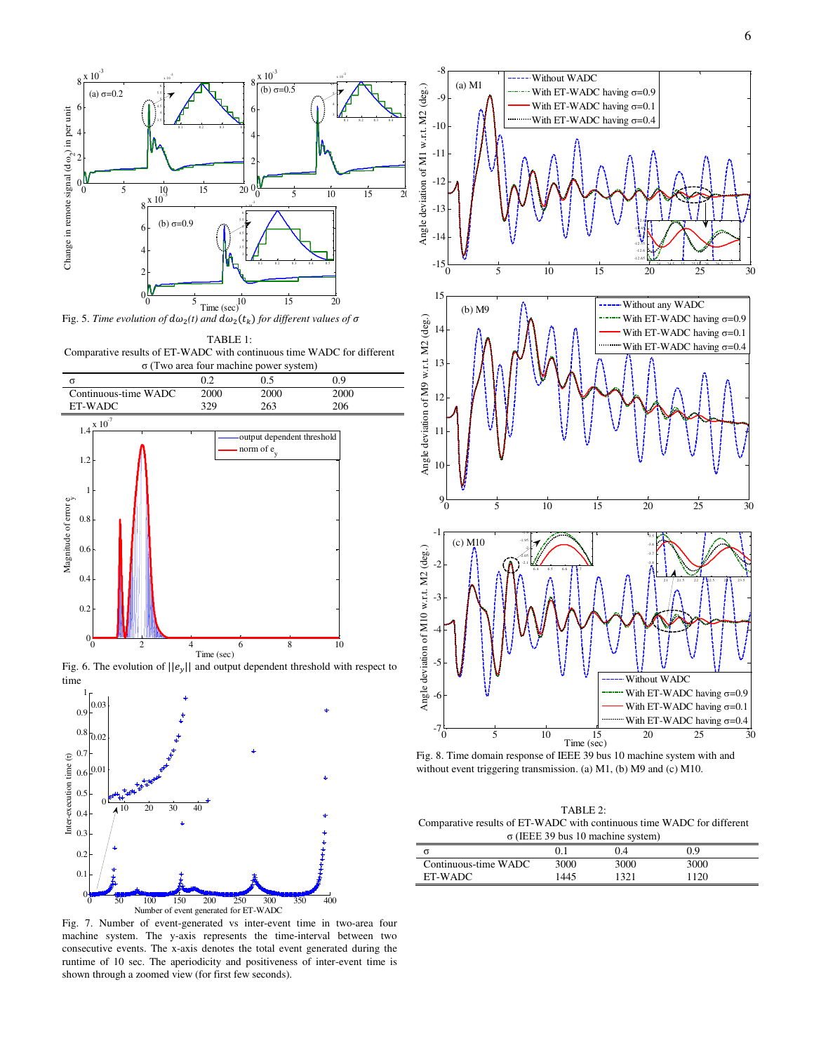Fig. 5. *Time evolution of $d\omega_2(t)$ and $d\omega_2(t_k)$ for different values of $\sigma$*

TABLE 1:
Comparative results of ET-WADC with continuous time WADC for different σ (Two area four machine power system)

| σ | 0.2 | 0.5 | 0.9 |
|---|---|---|---|
| Continuous-time WADC | 2000 | 2000 | 2000 |
| ET-WADC | 329 | 263 | 206 |

Fig. 6. The evolution of $||e_y||$ and output dependent threshold with respect to time

Fig. 7. Number of event-generated vs inter-event time in two-area four machine system. The y-axis represents the time-interval between two consecutive events. The x-axis denotes the total event generated during the runtime of 10 sec. The aperiodicity and positiveness of inter-event time is shown through a zoomed view (for first few seconds).

Fig. 8. Time domain response of IEEE 39 bus 10 machine system with and without event triggering transmission. (a) M1, (b) M9 and (c) M10.

TABLE 2:
Comparative results of ET-WADC with continuous time WADC for different σ (IEEE 39 bus 10 machine system)

| σ | 0.1 | 0.4 | 0.9 |
|---|---|---|---|
| Continuous-time WADC | 3000 | 3000 | 3000 |
| ET-WADC | 1445 | 1321 | 1120 |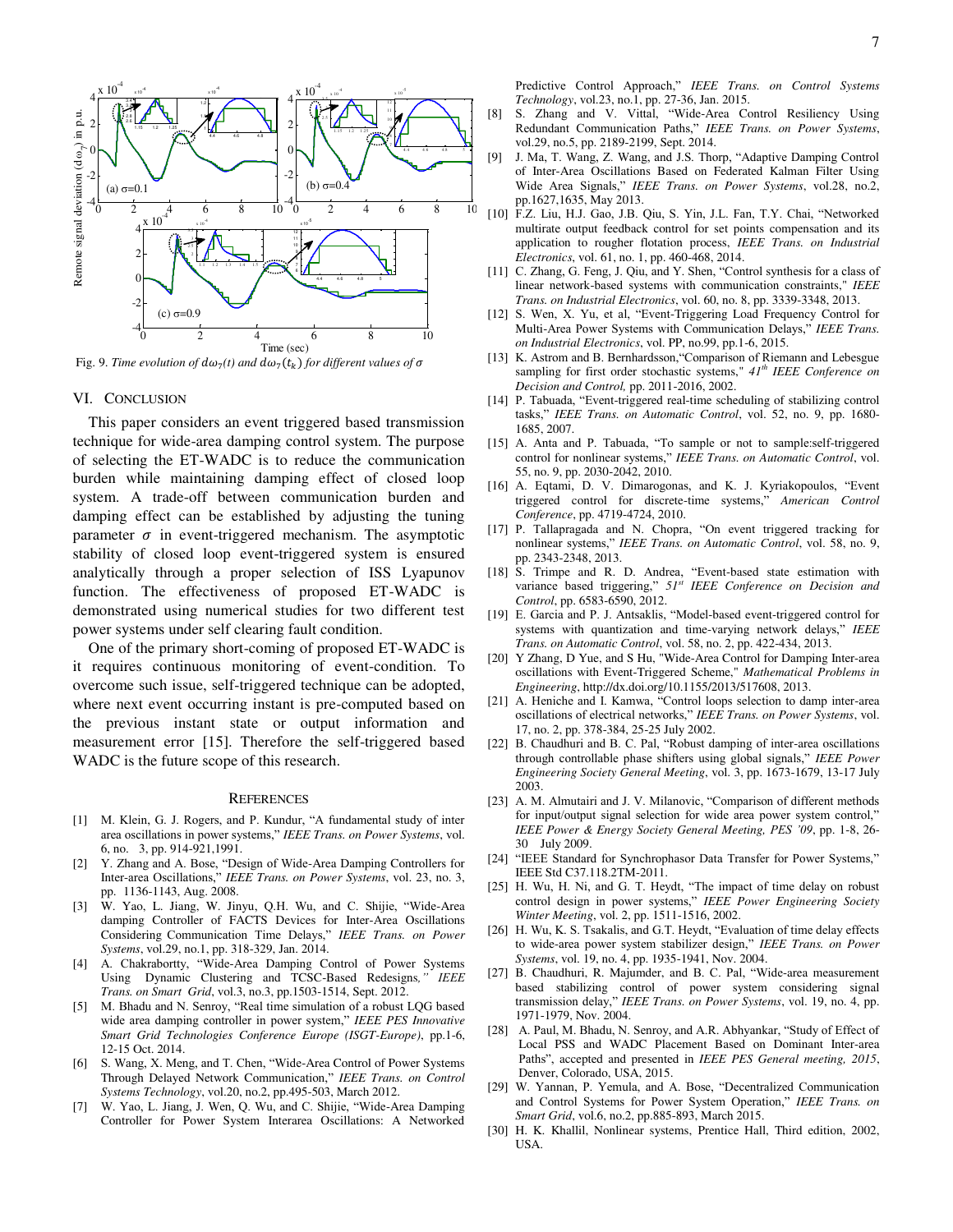Fig. 9. *Time evolution of $d\omega_7(t)$ and $d\omega_7(t_k)$ for different values of $\sigma$*

## VI. Conclusion

This paper considers an event triggered based transmission technique for wide-area damping control system. The purpose of selecting the ET-WADC is to reduce the communication burden while maintaining damping effect of closed loop system. A trade-off between communication burden and damping effect can be established by adjusting the tuning parameter $\sigma$ in event-triggered mechanism. The asymptotic stability of closed loop event-triggered system is ensured analytically through a proper selection of ISS Lyapunov function. The effectiveness of proposed ET-WADC is demonstrated using numerical studies for two different test power systems under self clearing fault condition.

One of the primary short-coming of proposed ET-WADC is it requires continuous monitoring of event-condition. To overcome such issue, self-triggered technique can be adopted, where next event occurring instant is pre-computed based on the previous instant state or output information and measurement error [15]. Therefore the self-triggered based WADC is the future scope of this research.

## References

[1] M. Klein, G. J. Rogers, and P. Kundur, "A fundamental study of inter area oscillations in power systems," *IEEE Trans. on Power Systems*, vol. 6, no. 3, pp. 914-921,1991.

[2] Y. Zhang and A. Bose, "Design of Wide-Area Damping Controllers for Inter-area Oscillations," *IEEE Trans. on Power Systems*, vol. 23, no. 3, pp. 1136-1143, Aug. 2008.

[3] W. Yao, L. Jiang, W. Jinyu, Q.H. Wu, and C. Shijie, "Wide-Area damping Controller of FACTS Devices for Inter-Area Oscillations Considering Communication Time Delays," *IEEE Trans. on Power Systems*, vol.29, no.1, pp. 318-329, Jan. 2014.

[4] A. Chakrabortty, "Wide-Area Damping Control of Power Systems Using Dynamic Clustering and TCSC-Based Redesigns," *IEEE Trans. on Smart Grid*, vol.3, no.3, pp.1503-1514, Sept. 2012.

[5] M. Bhadu and N. Senroy, "Real time simulation of a robust LQG based wide area damping controller in power system," *IEEE PES Innovative Smart Grid Technologies Conference Europe (ISGT-Europe)*, pp.1-6, 12-15 Oct. 2014.

[6] S. Wang, X. Meng, and T. Chen, "Wide-Area Control of Power Systems Through Delayed Network Communication," *IEEE Trans. on Control Systems Technology*, vol.20, no.2, pp.495-503, March 2012.

[7] W. Yao, L. Jiang, J. Wen, Q. Wu, and C. Shijie, "Wide-Area Damping Controller for Power System Interarea Oscillations: A Networked Predictive Control Approach," *IEEE Trans. on Control Systems Technology*, vol.23, no.1, pp. 27-36, Jan. 2015.

[8] S. Zhang and V. Vittal, "Wide-Area Control Resiliency Using Redundant Communication Paths," *IEEE Trans. on Power Systems*, vol.29, no.5, pp. 2189-2199, Sept. 2014.

[9] J. Ma, T. Wang, Z. Wang, and J.S. Thorp, "Adaptive Damping Control of Inter-Area Oscillations Based on Federated Kalman Filter Using Wide Area Signals," *IEEE Trans. on Power Systems*, vol.28, no.2, pp.1627,1635, May 2013.

[10] F.Z. Liu, H.J. Gao, J.B. Qiu, S. Yin, J.L. Fan, T.Y. Chai, "Networked multirate output feedback control for set points compensation and its application to rougher flotation process, *IEEE Trans. on Industrial Electronics*, vol. 61, no. 1, pp. 460-468, 2014.

[11] C. Zhang, G. Feng, J. Qiu, and Y. Shen, "Control synthesis for a class of linear network-based systems with communication constraints," *IEEE Trans. on Industrial Electronics*, vol. 60, no. 8, pp. 3339-3348, 2013.

[12] S. Wen, X. Yu, et al, "Event-Triggering Load Frequency Control for Multi-Area Power Systems with Communication Delays," *IEEE Trans. on Industrial Electronics*, vol. PP, no.99, pp.1-6, 2015.

[13] K. Astrom and B. Bernhardsson,"Comparison of Riemann and Lebesgue sampling for first order stochastic systems," *41[th] IEEE Conference on Decision and Control,* pp. 2011-2016, 2002.

[14] P. Tabuada, "Event-triggered real-time scheduling of stabilizing control tasks," *IEEE Trans. on Automatic Control*, vol. 52, no. 9, pp. 1680-1685, 2007.

[15] A. Anta and P. Tabuada, "To sample or not to sample:self-triggered control for nonlinear systems," *IEEE Trans. on Automatic Control*, vol. 55, no. 9, pp. 2030-2042, 2010.

[16] A. Eqtami, D. V. Dimarogonas, and K. J. Kyriakopoulos, "Event triggered control for discrete-time systems," *American Control Conference*, pp. 4719-4724, 2010.

[17] P. Tallapragada and N. Chopra, "On event triggered tracking for nonlinear systems," *IEEE Trans. on Automatic Control*, vol. 58, no. 9, pp. 2343-2348, 2013.

[18] S. Trimpe and R. D. Andrea, "Event-based state estimation with variance based triggering," *51[st] IEEE Conference on Decision and Control*, pp. 6583-6590, 2012.

[19] E. Garcia and P. J. Antsaklis, "Model-based event-triggered control for systems with quantization and time-varying network delays," *IEEE Trans. on Automatic Control*, vol. 58, no. 2, pp. 422-434, 2013.

[20] Y Zhang, D Yue, and S Hu, "Wide-Area Control for Damping Inter-area oscillations with Event-Triggered Scheme," *Mathematical Problems in Engineering*, http://dx.doi.org/10.1155/2013/517608, 2013.

[21] A. Heniche and I. Kamwa, "Control loops selection to damp inter-area oscillations of electrical networks," *IEEE Trans. on Power Systems*, vol. 17, no. 2, pp. 378-384, 25-25 July 2002.

[22] B. Chaudhuri and B. C. Pal, "Robust damping of inter-area oscillations through controllable phase shifters using global signals," *IEEE Power Engineering Society General Meeting*, vol. 3, pp. 1673-1679, 13-17 July 2003.

[23] A. M. Almutairi and J. V. Milanovic, "Comparison of different methods for input/output signal selection for wide area power system control," *IEEE Power & Energy Society General Meeting, PES '09*, pp. 1-8, 26-30 July 2009.

[24] "IEEE Standard for Synchrophasor Data Transfer for Power Systems," IEEE Std C37.118.2TM-2011.

[25] H. Wu, H. Ni, and G. T. Heydt, "The impact of time delay on robust control design in power systems," *IEEE Power Engineering Society Winter Meeting*, vol. 2, pp. 1511-1516, 2002.

[26] H. Wu, K. S. Tsakalis, and G.T. Heydt, "Evaluation of time delay effects to wide-area power system stabilizer design," *IEEE Trans. on Power Systems*, vol. 19, no. 4, pp. 1935-1941, Nov. 2004.

[27] B. Chaudhuri, R. Majumder, and B. C. Pal, "Wide-area measurement based stabilizing control of power system considering signal transmission delay," *IEEE Trans. on Power Systems*, vol. 19, no. 4, pp. 1971-1979, Nov. 2004.

[28] A. Paul, M. Bhadu, N. Senroy, and A.R. Abhyankar, "Study of Effect of Local PSS and WADC Placement Based on Dominant Inter-area Paths", accepted and presented in *IEEE PES General meeting, 2015*, Denver, Colorado, USA, 2015.

[29] W. Yannan, P. Yemula, and A. Bose, "Decentralized Communication and Control Systems for Power System Operation," *IEEE Trans. on Smart Grid*, vol.6, no.2, pp.885-893, March 2015.

[30] H. K. Khallil, Nonlinear systems, Prentice Hall, Third edition, 2002, USA.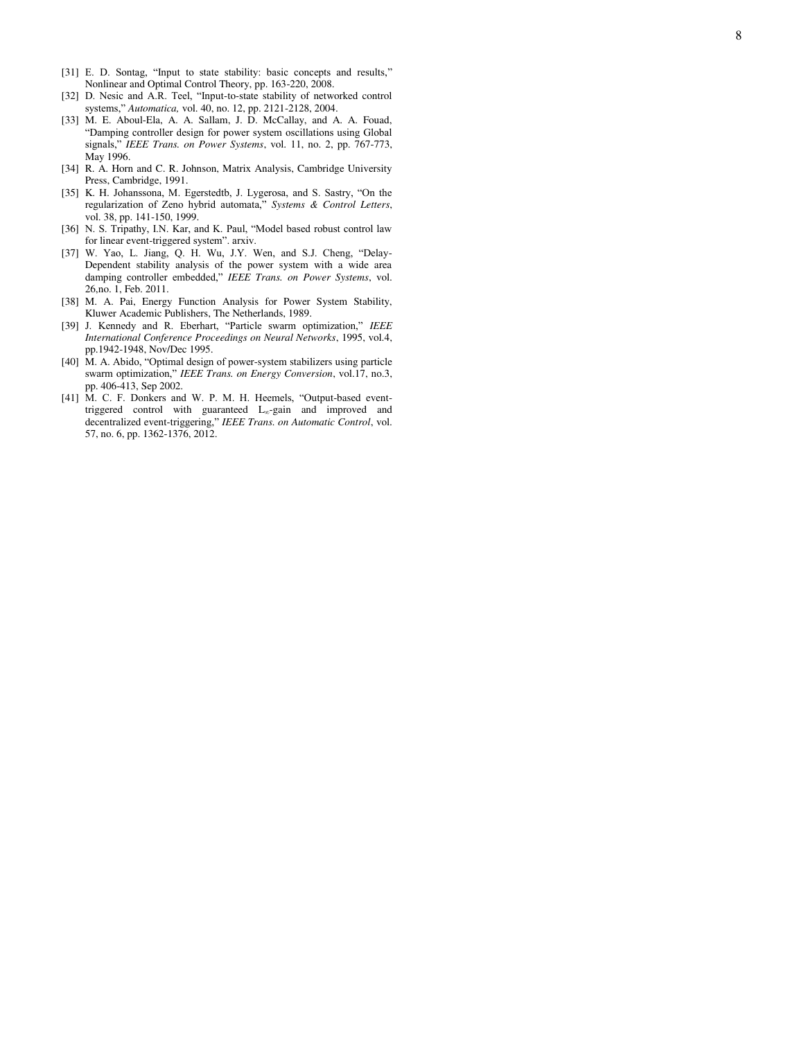[31] E. D. Sontag, "Input to state stability: basic concepts and results," Nonlinear and Optimal Control Theory, pp. 163-220, 2008.

[32] D. Nesic and A.R. Teel, "Input-to-state stability of networked control systems," *Automatica,* vol. 40, no. 12, pp. 2121-2128, 2004.

[33] M. E. Aboul-Ela, A. A. Sallam, J. D. McCallay, and A. A. Fouad, "Damping controller design for power system oscillations using Global signals," *IEEE Trans. on Power Systems*, vol. 11, no. 2, pp. 767-773, May 1996.

[34] R. A. Horn and C. R. Johnson, Matrix Analysis, Cambridge University Press, Cambridge, 1991.

[35] K. H. Johanssona, M. Egerstedtb, J. Lygerosa, and S. Sastry, "On the regularization of Zeno hybrid automata," *Systems & Control Letters*, vol. 38, pp. 141-150, 1999.

[36] N. S. Tripathy, I.N. Kar, and K. Paul, "Model based robust control law for linear event-triggered system". arxiv.

[37] W. Yao, L. Jiang, Q. H. Wu, J.Y. Wen, and S.J. Cheng, "Delay-Dependent stability analysis of the power system with a wide area damping controller embedded," *IEEE Trans. on Power Systems*, vol. 26,no. 1, Feb. 2011.

[38] M. A. Pai, Energy Function Analysis for Power System Stability, Kluwer Academic Publishers, The Netherlands, 1989.

[39] J. Kennedy and R. Eberhart, "Particle swarm optimization," *IEEE International Conference Proceedings on Neural Networks*, 1995, vol.4, pp.1942-1948, Nov/Dec 1995.

[40] M. A. Abido, "Optimal design of power-system stabilizers using particle swarm optimization," *IEEE Trans. on Energy Conversion*, vol.17, no.3, pp. 406-413, Sep 2002.

[41] M. C. F. Donkers and W. P. M. H. Heemels, "Output-based event-triggered control with guaranteed $L_{\infty}$-gain and improved and decentralized event-triggering," *IEEE Trans. on Automatic Control*, vol. 57, no. 6, pp. 1362-1376, 2012.